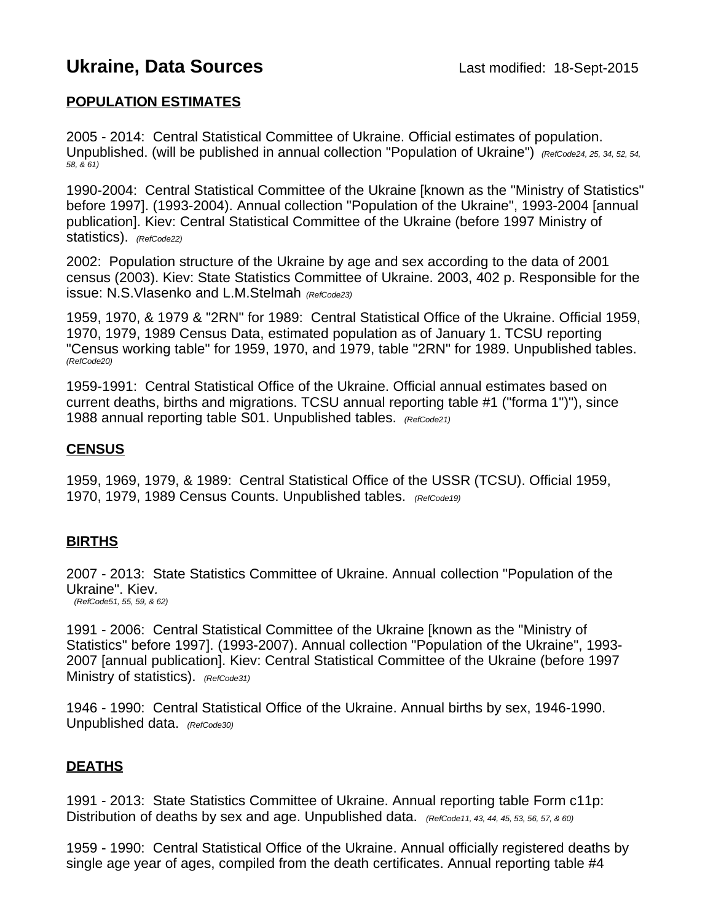# Ukraine, Data Sources

Last modified: 18-Sept-2015

## POPULATION ESTIMATES

2005 - 2014: Central Statistical Committee of Ukraine. Official estimates of population. Unpublished. (will be published in annual collection "Population of Ukraine") *(RefCode24, 25, 34, 52, 54, 58, & 61)*

1990-2004: Central Statistical Committee of the Ukraine [known as the "Ministry of Statistics" before 1997]. (1993-2004). Annual collection "Population of the Ukraine", 1993-2004 [annual publication]. Kiev: Central Statistical Committee of the Ukraine (before 1997 Ministry of statistics). *(RefCode22)*

2002: Population structure of the Ukraine by age and sex according to the data of 2001 census (2003). Kiev: State Statistics Committee of Ukraine. 2003, 402 p. Responsible for the issue: N.S.Vlasenko and L.M.Stelmah *(RefCode23)*

1959, 1970, & 1979 & "2RN" for 1989: Central Statistical Office of the Ukraine. Official 1959, 1970, 1979, 1989 Census Data, estimated population as of January 1. TCSU reporting "Census working table" for 1959, 1970, and 1979, table "2RN" for 1989. Unpublished tables. *(RefCode20)*

1959-1991: Central Statistical Office of the Ukraine. Official annual estimates based on current deaths, births and migrations. TCSU annual reporting table #1 ("forma 1")"), since 1988 annual reporting table S01. Unpublished tables. *(RefCode21)*

## CENSUS

1959, 1969, 1979, & 1989: Central Statistical Office of the USSR (TCSU). Official 1959, 1970, 1979, 1989 Census Counts. Unpublished tables. *(RefCode19)*

## BIRTHS

2007 - 2013: State Statistics Committee of Ukraine. Annual collection "Population of the Ukraine". Kiev. *(RefCode51, 55, 59, & 62)*

1991 - 2006: Central Statistical Committee of the Ukraine [known as the "Ministry of Statistics" before 1997]. (1993-2007). Annual collection "Population of the Ukraine", 1993-2007 [annual publication]. Kiev: Central Statistical Committee of the Ukraine (before 1997 Ministry of statistics). *(RefCode31)*

1946 - 1990: Central Statistical Office of the Ukraine. Annual births by sex, 1946-1990. Unpublished data. *(RefCode30)*

## DEATHS

1991 - 2013: State Statistics Committee of Ukraine. Annual reporting table Form c11p: Distribution of deaths by sex and age. Unpublished data. *(RefCode11, 43, 44, 45, 53, 56, 57, & 60)*

1959 - 1990: Central Statistical Office of the Ukraine. Annual officially registered deaths by single age year of ages, compiled from the death certificates. Annual reporting table #4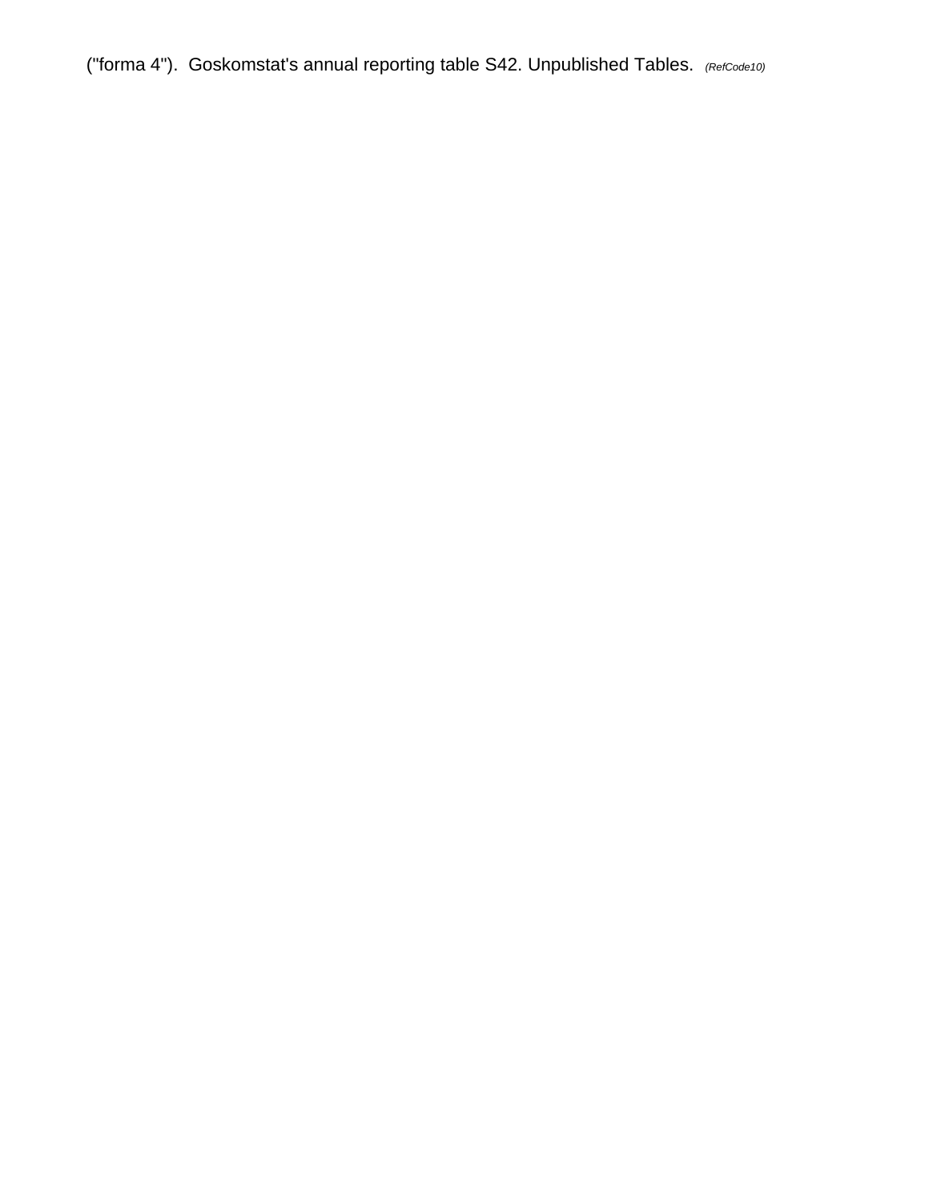("forma 4"). Goskomstat's annual reporting table S42. Unpublished Tables. *(RefCode10)*